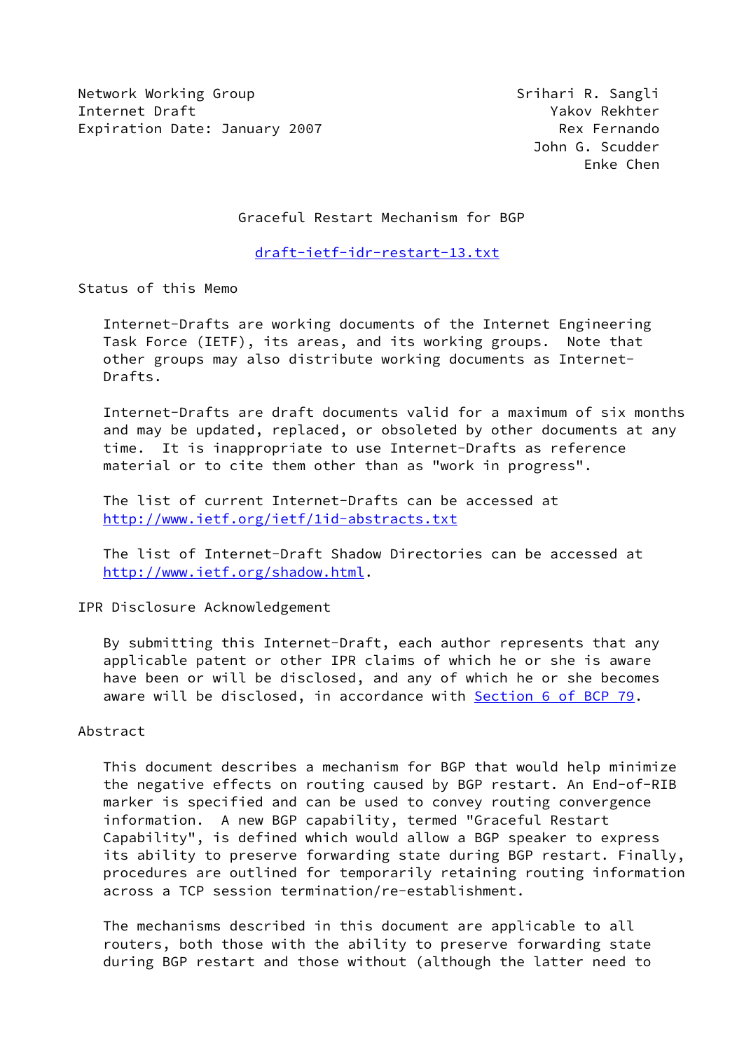Network Working Group Srihari R. Sangli
Internet Draft Yakov Rekhter
Expiration Date: January 2007 Rex Fernando
John G. Scudder
Enke Chen

# Graceful Restart Mechanism for BGP

draft-ietf-idr-restart-13.txt

## Status of this Memo

Internet-Drafts are working documents of the Internet Engineering Task Force (IETF), its areas, and its working groups. Note that other groups may also distribute working documents as Internet-Drafts.

Internet-Drafts are draft documents valid for a maximum of six months and may be updated, replaced, or obsoleted by other documents at any time. It is inappropriate to use Internet-Drafts as reference material or to cite them other than as "work in progress".

The list of current Internet-Drafts can be accessed at http://www.ietf.org/ietf/1id-abstracts.txt

The list of Internet-Draft Shadow Directories can be accessed at http://www.ietf.org/shadow.html.

## IPR Disclosure Acknowledgement

By submitting this Internet-Draft, each author represents that any applicable patent or other IPR claims of which he or she is aware have been or will be disclosed, and any of which he or she becomes aware will be disclosed, in accordance with Section 6 of BCP 79.

## Abstract

This document describes a mechanism for BGP that would help minimize the negative effects on routing caused by BGP restart. An End-of-RIB marker is specified and can be used to convey routing convergence information. A new BGP capability, termed "Graceful Restart Capability", is defined which would allow a BGP speaker to express its ability to preserve forwarding state during BGP restart. Finally, procedures are outlined for temporarily retaining routing information across a TCP session termination/re-establishment.

The mechanisms described in this document are applicable to all routers, both those with the ability to preserve forwarding state during BGP restart and those without (although the latter need to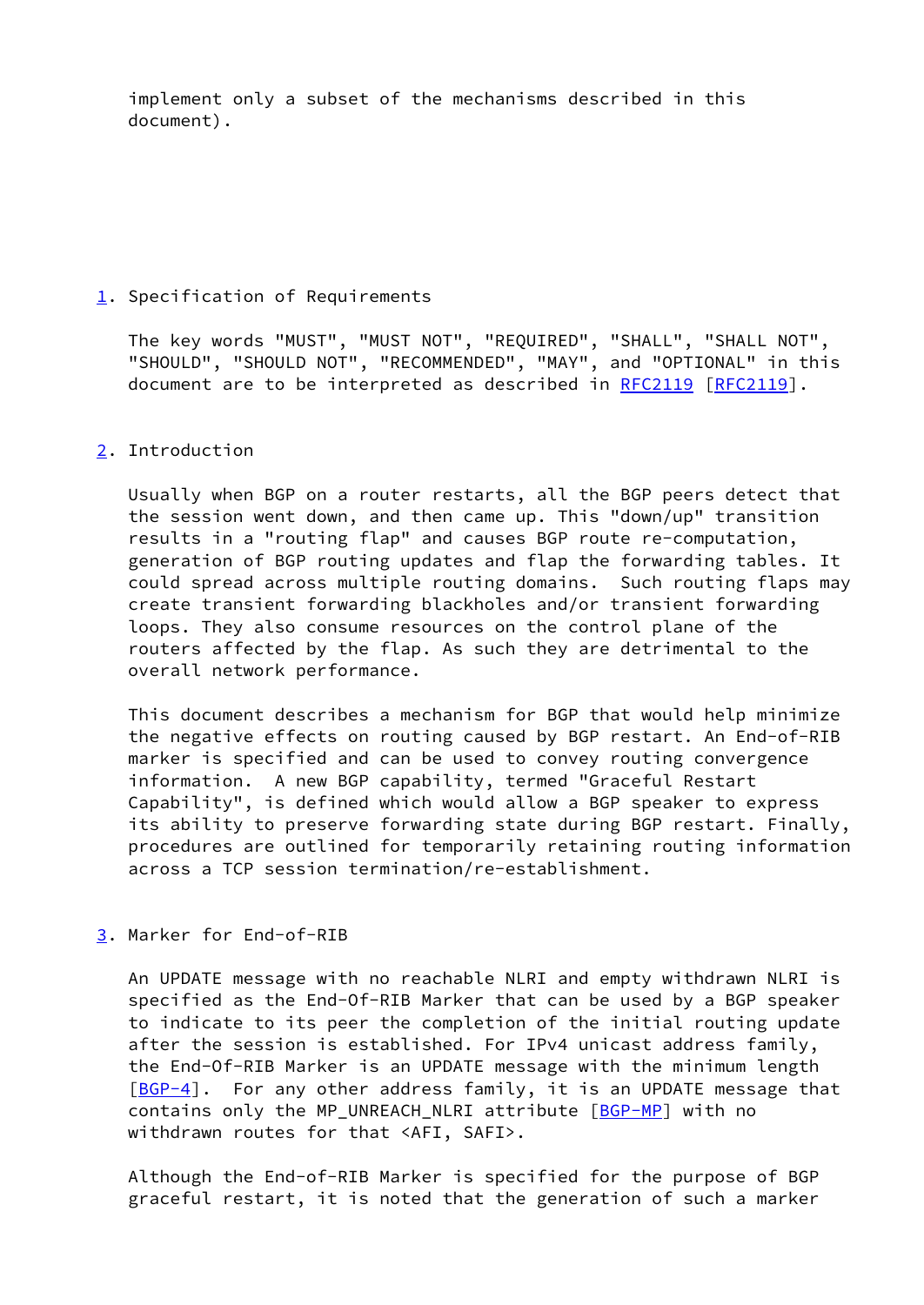implement only a subset of the mechanisms described in this document).

## 1. Specification of Requirements

The key words "MUST", "MUST NOT", "REQUIRED", "SHALL", "SHALL NOT", "SHOULD", "SHOULD NOT", "RECOMMENDED", "MAY", and "OPTIONAL" in this document are to be interpreted as described in RFC2119 [RFC2119].

## 2. Introduction

Usually when BGP on a router restarts, all the BGP peers detect that the session went down, and then came up. This "down/up" transition results in a "routing flap" and causes BGP route re-computation, generation of BGP routing updates and flap the forwarding tables. It could spread across multiple routing domains. Such routing flaps may create transient forwarding blackholes and/or transient forwarding loops. They also consume resources on the control plane of the routers affected by the flap. As such they are detrimental to the overall network performance.

This document describes a mechanism for BGP that would help minimize the negative effects on routing caused by BGP restart. An End-of-RIB marker is specified and can be used to convey routing convergence information. A new BGP capability, termed "Graceful Restart Capability", is defined which would allow a BGP speaker to express its ability to preserve forwarding state during BGP restart. Finally, procedures are outlined for temporarily retaining routing information across a TCP session termination/re-establishment.

## 3. Marker for End-of-RIB

An UPDATE message with no reachable NLRI and empty withdrawn NLRI is specified as the End-Of-RIB Marker that can be used by a BGP speaker to indicate to its peer the completion of the initial routing update after the session is established. For IPv4 unicast address family, the End-Of-RIB Marker is an UPDATE message with the minimum length [BGP-4]. For any other address family, it is an UPDATE message that contains only the MP_UNREACH_NLRI attribute [BGP-MP] with no withdrawn routes for that <AFI, SAFI>.

Although the End-of-RIB Marker is specified for the purpose of BGP graceful restart, it is noted that the generation of such a marker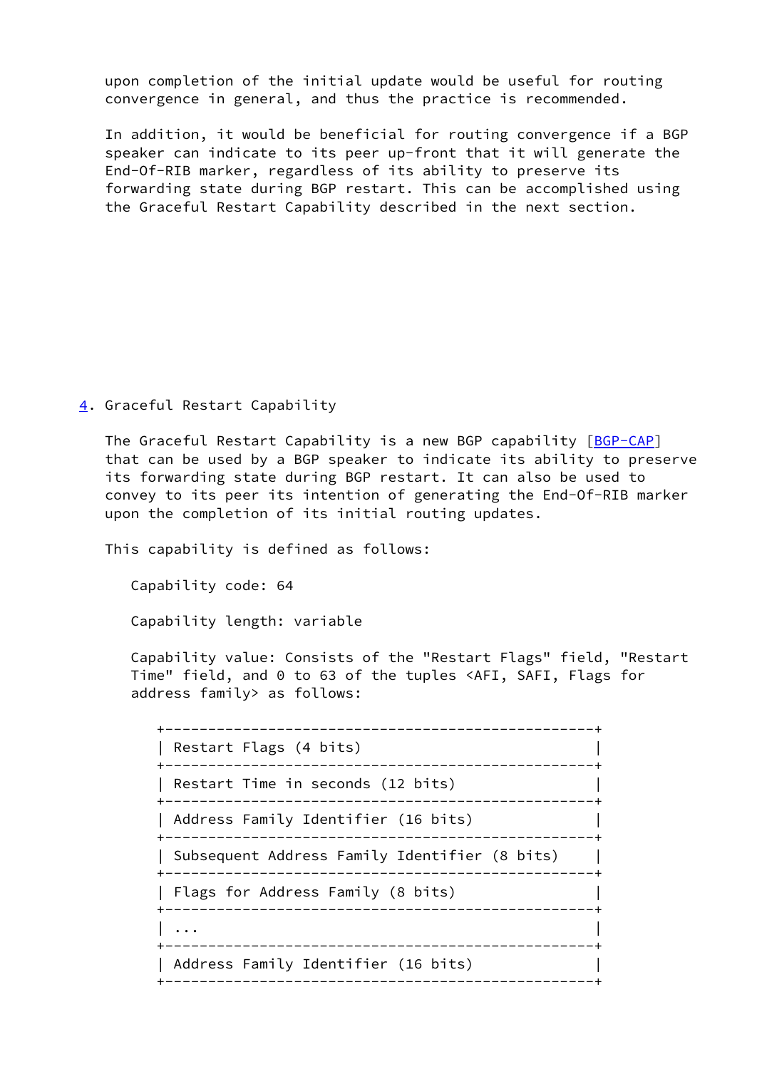upon completion of the initial update would be useful for routing convergence in general, and thus the practice is recommended.

In addition, it would be beneficial for routing convergence if a BGP speaker can indicate to its peer up-front that it will generate the End-Of-RIB marker, regardless of its ability to preserve its forwarding state during BGP restart. This can be accomplished using the Graceful Restart Capability described in the next section.

## 4. Graceful Restart Capability

The Graceful Restart Capability is a new BGP capability [BGP-CAP] that can be used by a BGP speaker to indicate its ability to preserve its forwarding state during BGP restart. It can also be used to convey to its peer its intention of generating the End-Of-RIB marker upon the completion of its initial routing updates.

This capability is defined as follows:

Capability code: 64

Capability length: variable

Capability value: Consists of the "Restart Flags" field, "Restart Time" field, and 0 to 63 of the tuples <AFI, SAFI, Flags for address family> as follows:

```
+--------------------------------------------------+
| Restart Flags (4 bits)                           |
+--------------------------------------------------+
| Restart Time in seconds (12 bits)                |
+--------------------------------------------------+
| Address Family Identifier (16 bits)              |
+--------------------------------------------------+
| Subsequent Address Family Identifier (8 bits)    |
+--------------------------------------------------+
| Flags for Address Family (8 bits)                |
+--------------------------------------------------+
| ...                                              |
+--------------------------------------------------+
| Address Family Identifier (16 bits)              |
+--------------------------------------------------+
```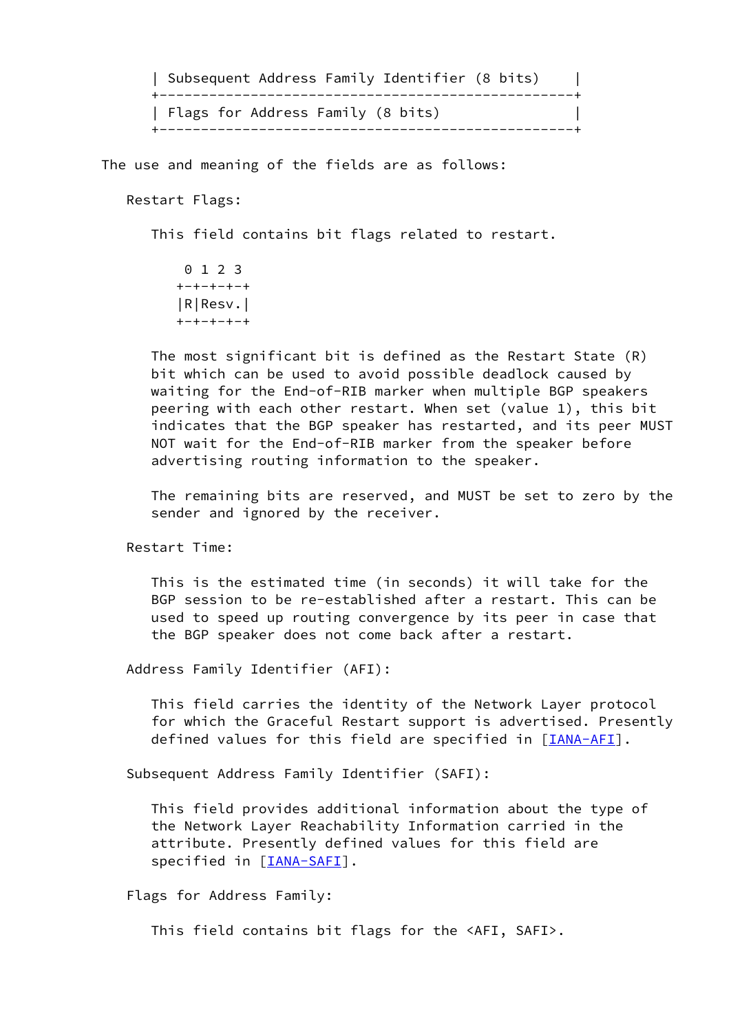```
      | Subsequent Address Family Identifier (8 bits)    |
      +--------------------------------------------------+
      | Flags for Address Family (8 bits)                |
      +--------------------------------------------------+
```

The use and meaning of the fields are as follows:

Restart Flags:

This field contains bit flags related to restart.

```
     0 1 2 3
    +-+-+-+-+
    |R|Resv.|
    +-+-+-+-+
```

The most significant bit is defined as the Restart State (R) bit which can be used to avoid possible deadlock caused by waiting for the End-of-RIB marker when multiple BGP speakers peering with each other restart. When set (value 1), this bit indicates that the BGP speaker has restarted, and its peer MUST NOT wait for the End-of-RIB marker from the speaker before advertising routing information to the speaker.

The remaining bits are reserved, and MUST be set to zero by the sender and ignored by the receiver.

Restart Time:

This is the estimated time (in seconds) it will take for the BGP session to be re-established after a restart. This can be used to speed up routing convergence by its peer in case that the BGP speaker does not come back after a restart.

Address Family Identifier (AFI):

This field carries the identity of the Network Layer protocol for which the Graceful Restart support is advertised. Presently defined values for this field are specified in [IANA-AFI].

Subsequent Address Family Identifier (SAFI):

This field provides additional information about the type of the Network Layer Reachability Information carried in the attribute. Presently defined values for this field are specified in [IANA-SAFI].

Flags for Address Family:

This field contains bit flags for the <AFI, SAFI>.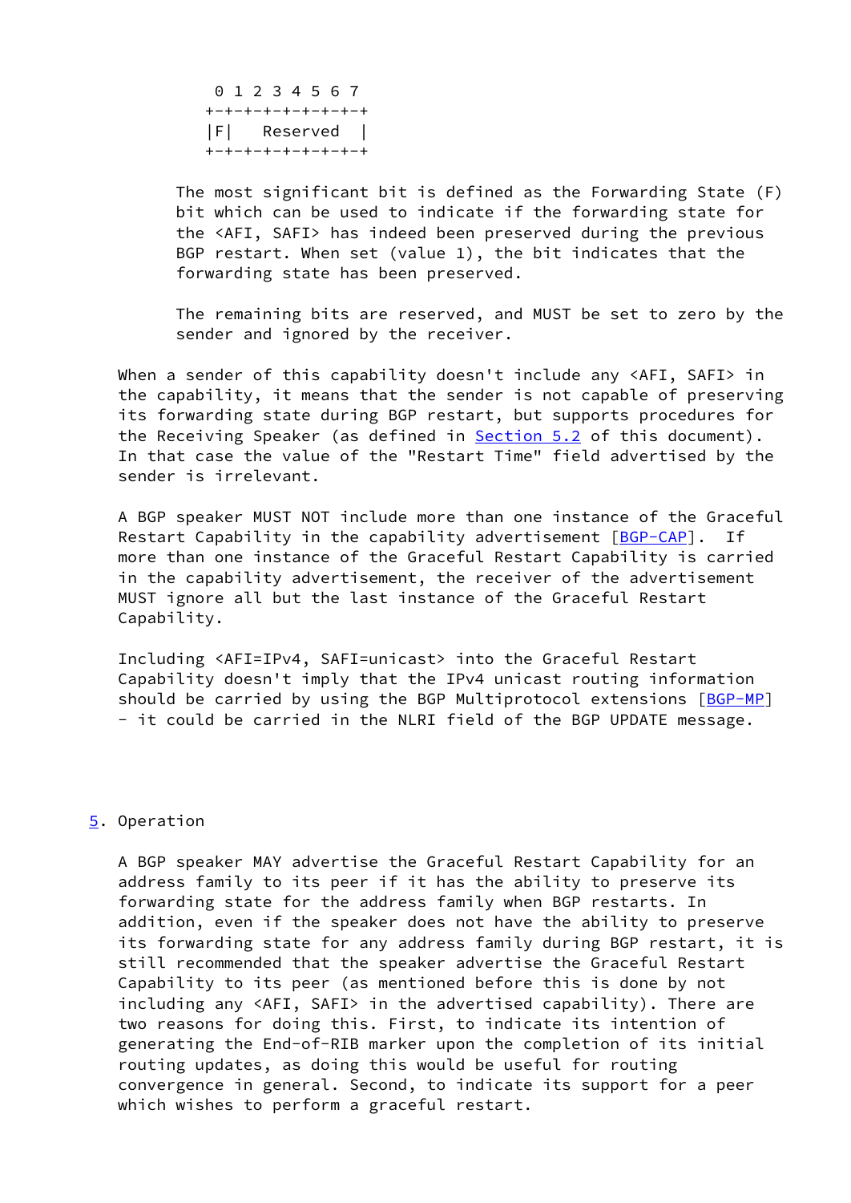```
 0 1 2 3 4 5 6 7
+-+-+-+-+-+-+-+-+
|F|   Reserved  |
+-+-+-+-+-+-+-+-+
```

The most significant bit is defined as the Forwarding State (F) bit which can be used to indicate if the forwarding state for the <AFI, SAFI> has indeed been preserved during the previous BGP restart. When set (value 1), the bit indicates that the forwarding state has been preserved.

The remaining bits are reserved, and MUST be set to zero by the sender and ignored by the receiver.

When a sender of this capability doesn't include any <AFI, SAFI> in the capability, it means that the sender is not capable of preserving its forwarding state during BGP restart, but supports procedures for the Receiving Speaker (as defined in Section 5.2 of this document). In that case the value of the "Restart Time" field advertised by the sender is irrelevant.

A BGP speaker MUST NOT include more than one instance of the Graceful Restart Capability in the capability advertisement [BGP-CAP]. If more than one instance of the Graceful Restart Capability is carried in the capability advertisement, the receiver of the advertisement MUST ignore all but the last instance of the Graceful Restart Capability.

Including <AFI=IPv4, SAFI=unicast> into the Graceful Restart Capability doesn't imply that the IPv4 unicast routing information should be carried by using the BGP Multiprotocol extensions [BGP-MP] - it could be carried in the NLRI field of the BGP UPDATE message.

## 5. Operation

A BGP speaker MAY advertise the Graceful Restart Capability for an address family to its peer if it has the ability to preserve its forwarding state for the address family when BGP restarts. In addition, even if the speaker does not have the ability to preserve its forwarding state for any address family during BGP restart, it is still recommended that the speaker advertise the Graceful Restart Capability to its peer (as mentioned before this is done by not including any <AFI, SAFI> in the advertised capability). There are two reasons for doing this. First, to indicate its intention of generating the End-of-RIB marker upon the completion of its initial routing updates, as doing this would be useful for routing convergence in general. Second, to indicate its support for a peer which wishes to perform a graceful restart.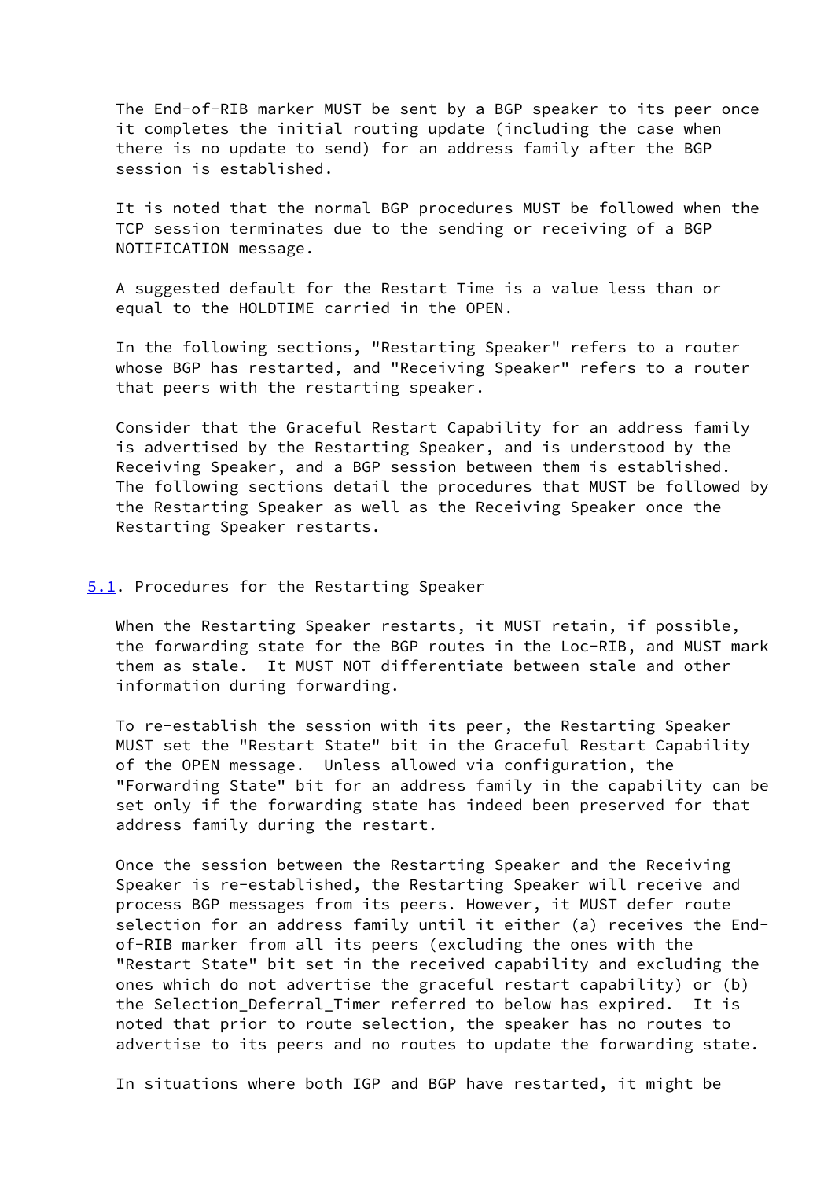The End-of-RIB marker MUST be sent by a BGP speaker to its peer once it completes the initial routing update (including the case when there is no update to send) for an address family after the BGP session is established.

It is noted that the normal BGP procedures MUST be followed when the TCP session terminates due to the sending or receiving of a BGP NOTIFICATION message.

A suggested default for the Restart Time is a value less than or equal to the HOLDTIME carried in the OPEN.

In the following sections, "Restarting Speaker" refers to a router whose BGP has restarted, and "Receiving Speaker" refers to a router that peers with the restarting speaker.

Consider that the Graceful Restart Capability for an address family is advertised by the Restarting Speaker, and is understood by the Receiving Speaker, and a BGP session between them is established. The following sections detail the procedures that MUST be followed by the Restarting Speaker as well as the Receiving Speaker once the Restarting Speaker restarts.

## 5.1. Procedures for the Restarting Speaker

When the Restarting Speaker restarts, it MUST retain, if possible, the forwarding state for the BGP routes in the Loc-RIB, and MUST mark them as stale. It MUST NOT differentiate between stale and other information during forwarding.

To re-establish the session with its peer, the Restarting Speaker MUST set the "Restart State" bit in the Graceful Restart Capability of the OPEN message. Unless allowed via configuration, the "Forwarding State" bit for an address family in the capability can be set only if the forwarding state has indeed been preserved for that address family during the restart.

Once the session between the Restarting Speaker and the Receiving Speaker is re-established, the Restarting Speaker will receive and process BGP messages from its peers. However, it MUST defer route selection for an address family until it either (a) receives the End-of-RIB marker from all its peers (excluding the ones with the "Restart State" bit set in the received capability and excluding the ones which do not advertise the graceful restart capability) or (b) the Selection_Deferral_Timer referred to below has expired. It is noted that prior to route selection, the speaker has no routes to advertise to its peers and no routes to update the forwarding state.

In situations where both IGP and BGP have restarted, it might be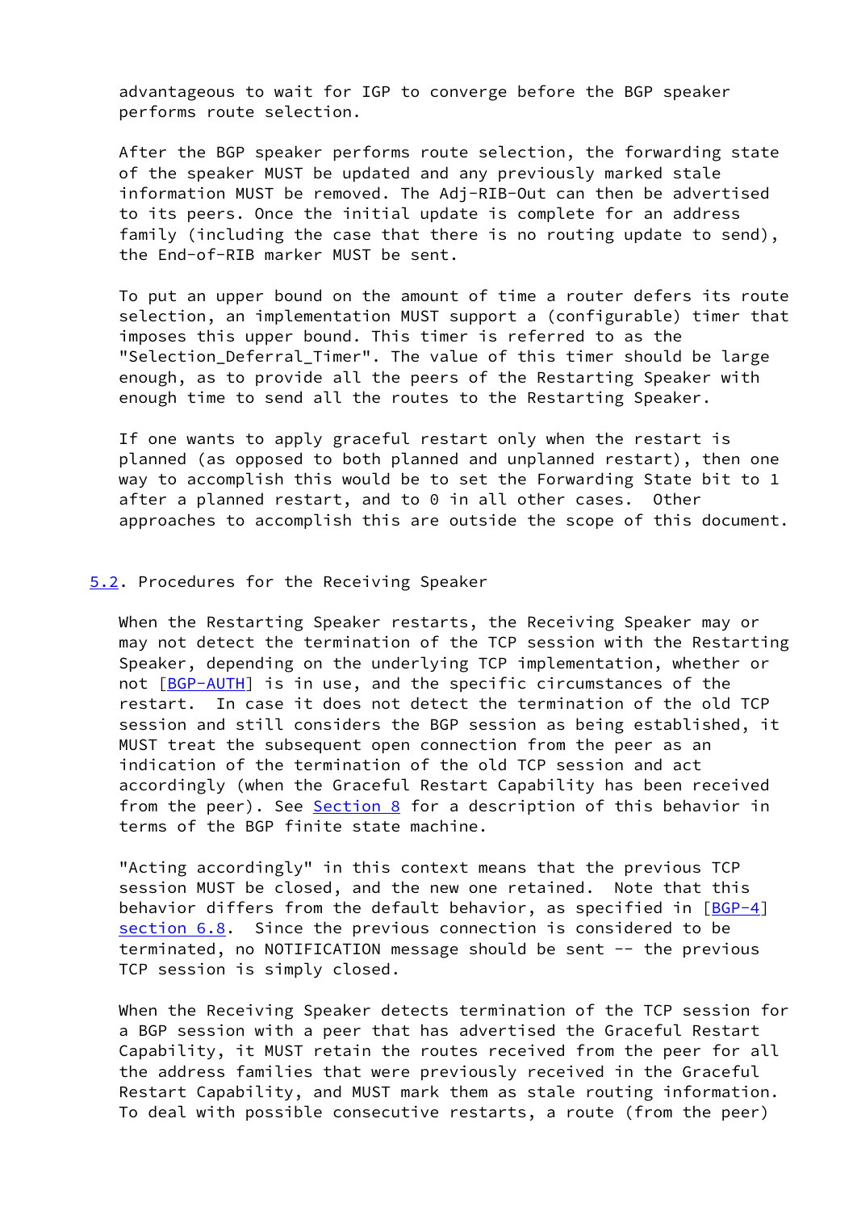advantageous to wait for IGP to converge before the BGP speaker performs route selection.

After the BGP speaker performs route selection, the forwarding state of the speaker MUST be updated and any previously marked stale information MUST be removed. The Adj-RIB-Out can then be advertised to its peers. Once the initial update is complete for an address family (including the case that there is no routing update to send), the End-of-RIB marker MUST be sent.

To put an upper bound on the amount of time a router defers its route selection, an implementation MUST support a (configurable) timer that imposes this upper bound. This timer is referred to as the "Selection_Deferral_Timer". The value of this timer should be large enough, as to provide all the peers of the Restarting Speaker with enough time to send all the routes to the Restarting Speaker.

If one wants to apply graceful restart only when the restart is planned (as opposed to both planned and unplanned restart), then one way to accomplish this would be to set the Forwarding State bit to 1 after a planned restart, and to 0 in all other cases. Other approaches to accomplish this are outside the scope of this document.

## 5.2. Procedures for the Receiving Speaker

When the Restarting Speaker restarts, the Receiving Speaker may or may not detect the termination of the TCP session with the Restarting Speaker, depending on the underlying TCP implementation, whether or not [BGP-AUTH] is in use, and the specific circumstances of the restart. In case it does not detect the termination of the old TCP session and still considers the BGP session as being established, it MUST treat the subsequent open connection from the peer as an indication of the termination of the old TCP session and act accordingly (when the Graceful Restart Capability has been received from the peer). See Section 8 for a description of this behavior in terms of the BGP finite state machine.

"Acting accordingly" in this context means that the previous TCP session MUST be closed, and the new one retained. Note that this behavior differs from the default behavior, as specified in [BGP-4] section 6.8. Since the previous connection is considered to be terminated, no NOTIFICATION message should be sent -- the previous TCP session is simply closed.

When the Receiving Speaker detects termination of the TCP session for a BGP session with a peer that has advertised the Graceful Restart Capability, it MUST retain the routes received from the peer for all the address families that were previously received in the Graceful Restart Capability, and MUST mark them as stale routing information. To deal with possible consecutive restarts, a route (from the peer)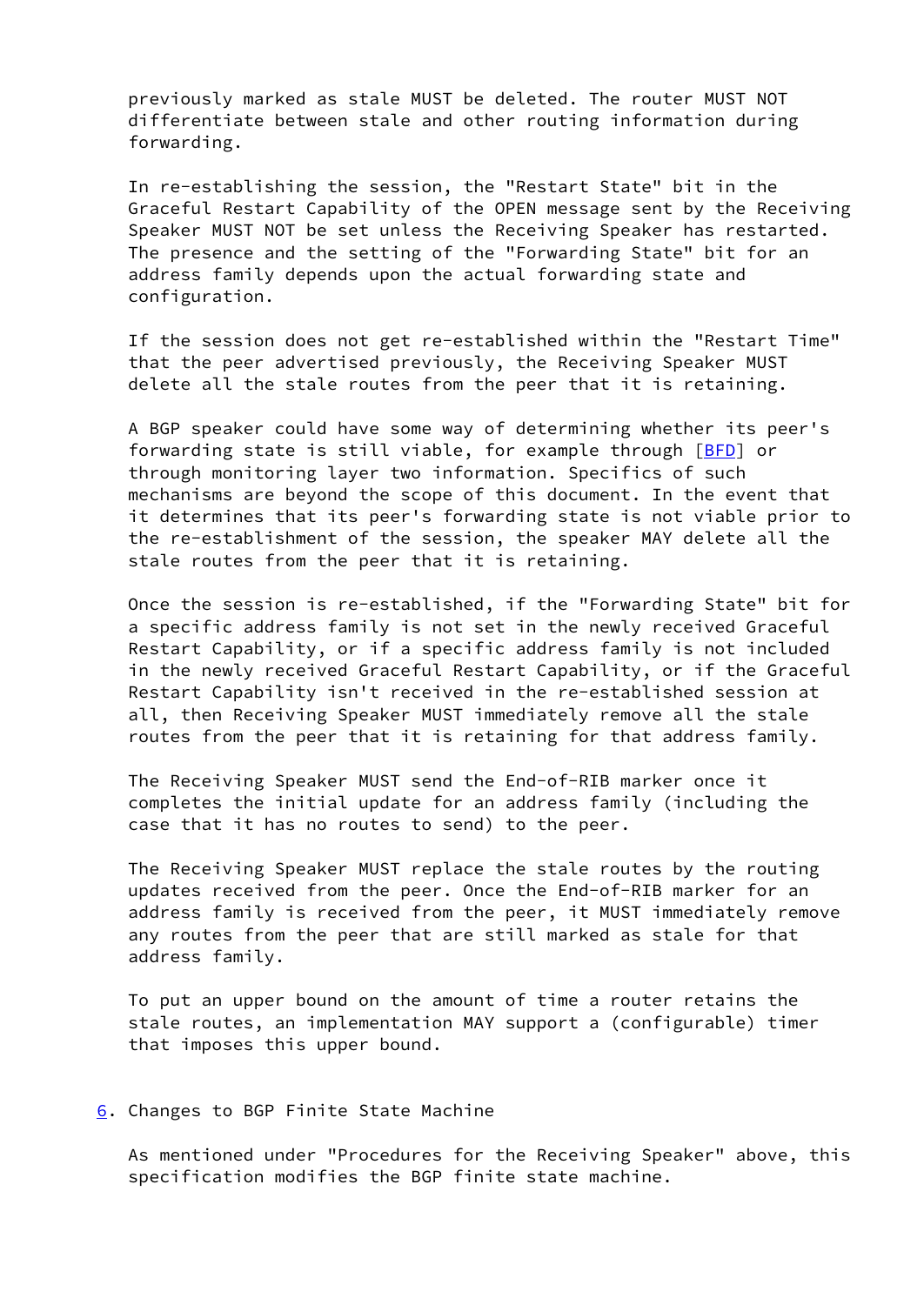previously marked as stale MUST be deleted. The router MUST NOT differentiate between stale and other routing information during forwarding.

In re-establishing the session, the "Restart State" bit in the Graceful Restart Capability of the OPEN message sent by the Receiving Speaker MUST NOT be set unless the Receiving Speaker has restarted. The presence and the setting of the "Forwarding State" bit for an address family depends upon the actual forwarding state and configuration.

If the session does not get re-established within the "Restart Time" that the peer advertised previously, the Receiving Speaker MUST delete all the stale routes from the peer that it is retaining.

A BGP speaker could have some way of determining whether its peer's forwarding state is still viable, for example through [BFD] or through monitoring layer two information. Specifics of such mechanisms are beyond the scope of this document. In the event that it determines that its peer's forwarding state is not viable prior to the re-establishment of the session, the speaker MAY delete all the stale routes from the peer that it is retaining.

Once the session is re-established, if the "Forwarding State" bit for a specific address family is not set in the newly received Graceful Restart Capability, or if a specific address family is not included in the newly received Graceful Restart Capability, or if the Graceful Restart Capability isn't received in the re-established session at all, then Receiving Speaker MUST immediately remove all the stale routes from the peer that it is retaining for that address family.

The Receiving Speaker MUST send the End-of-RIB marker once it completes the initial update for an address family (including the case that it has no routes to send) to the peer.

The Receiving Speaker MUST replace the stale routes by the routing updates received from the peer. Once the End-of-RIB marker for an address family is received from the peer, it MUST immediately remove any routes from the peer that are still marked as stale for that address family.

To put an upper bound on the amount of time a router retains the stale routes, an implementation MAY support a (configurable) timer that imposes this upper bound.

## 6. Changes to BGP Finite State Machine

As mentioned under "Procedures for the Receiving Speaker" above, this specification modifies the BGP finite state machine.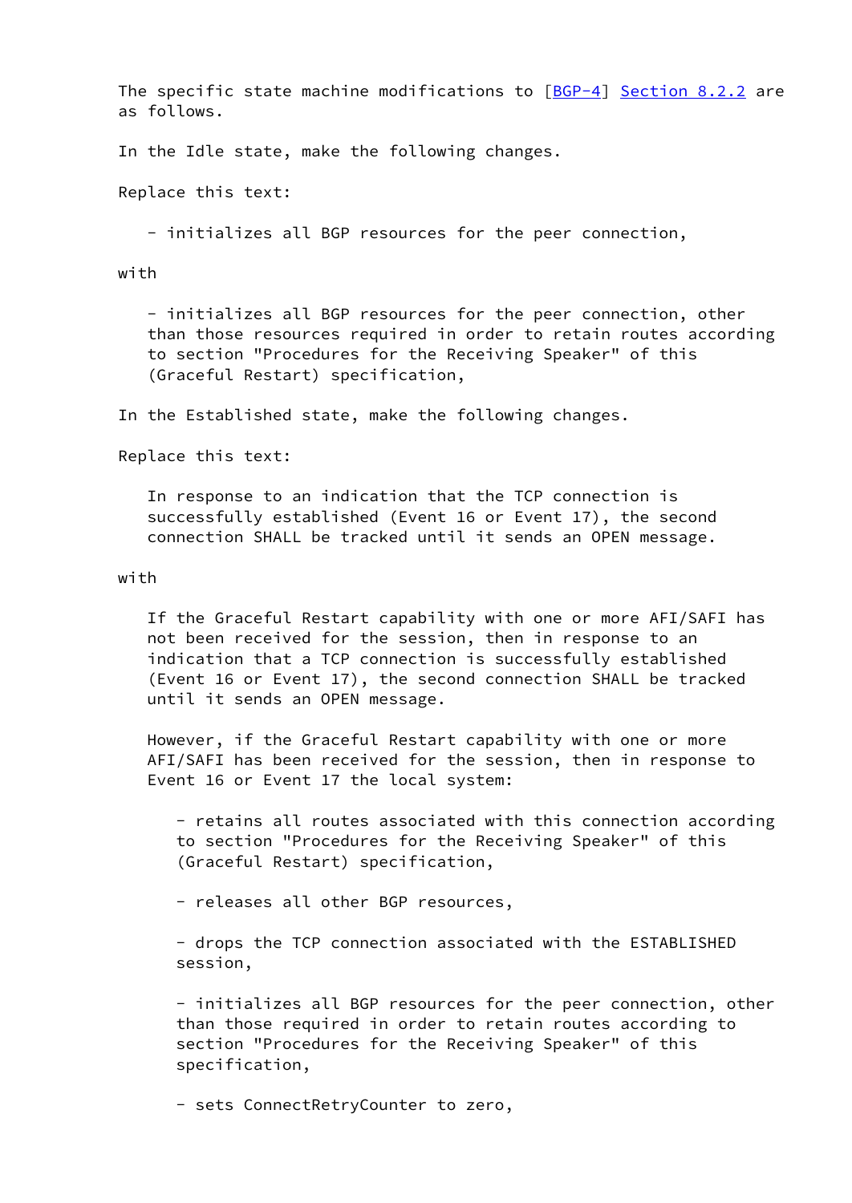The specific state machine modifications to [BGP-4] Section 8.2.2 are as follows.

In the Idle state, make the following changes.

Replace this text:

- initializes all BGP resources for the peer connection,

with

- initializes all BGP resources for the peer connection, other than those resources required in order to retain routes according to section "Procedures for the Receiving Speaker" of this (Graceful Restart) specification,

In the Established state, make the following changes.

Replace this text:

> In response to an indication that the TCP connection is successfully established (Event 16 or Event 17), the second connection SHALL be tracked until it sends an OPEN message.

with

> If the Graceful Restart capability with one or more AFI/SAFI has not been received for the session, then in response to an indication that a TCP connection is successfully established (Event 16 or Event 17), the second connection SHALL be tracked until it sends an OPEN message.
>
> However, if the Graceful Restart capability with one or more AFI/SAFI has been received for the session, then in response to Event 16 or Event 17 the local system:
>
> - retains all routes associated with this connection according to section "Procedures for the Receiving Speaker" of this (Graceful Restart) specification,
> - releases all other BGP resources,
> - drops the TCP connection associated with the ESTABLISHED session,
> - initializes all BGP resources for the peer connection, other than those required in order to retain routes according to section "Procedures for the Receiving Speaker" of this specification,
> - sets ConnectRetryCounter to zero,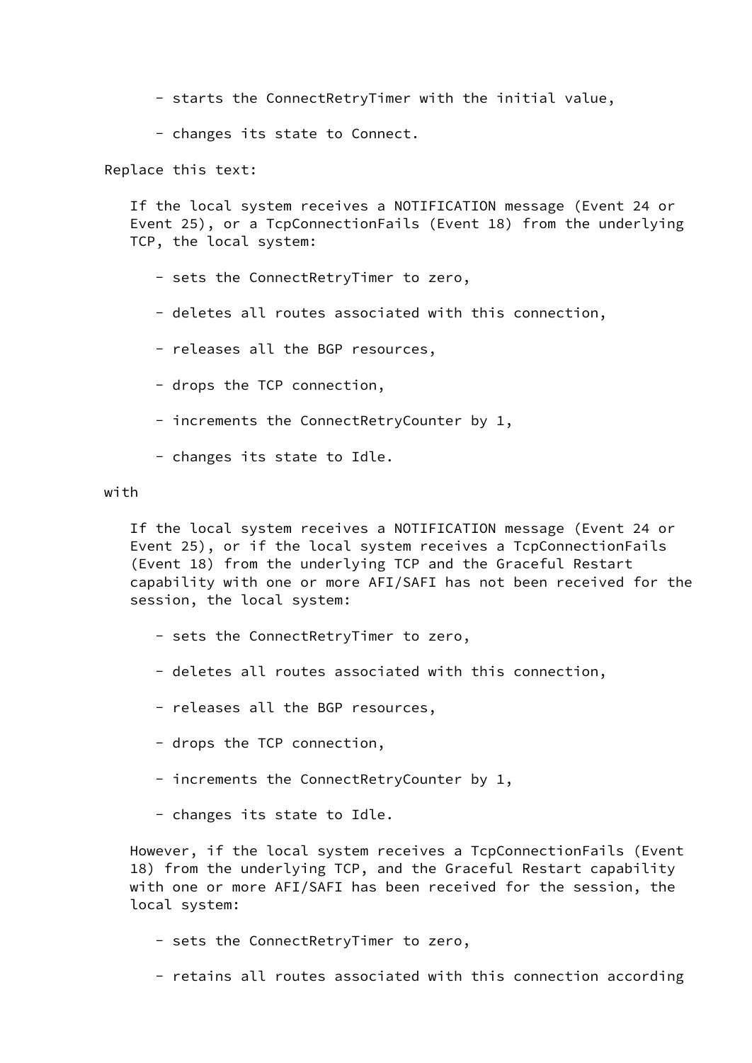- starts the ConnectRetryTimer with the initial value,

- changes its state to Connect.

Replace this text:

If the local system receives a NOTIFICATION message (Event 24 or Event 25), or a TcpConnectionFails (Event 18) from the underlying TCP, the local system:

- sets the ConnectRetryTimer to zero,

- deletes all routes associated with this connection,

- releases all the BGP resources,

- drops the TCP connection,

- increments the ConnectRetryCounter by 1,

- changes its state to Idle.

with

If the local system receives a NOTIFICATION message (Event 24 or Event 25), or if the local system receives a TcpConnectionFails (Event 18) from the underlying TCP and the Graceful Restart capability with one or more AFI/SAFI has not been received for the session, the local system:

- sets the ConnectRetryTimer to zero,

- deletes all routes associated with this connection,

- releases all the BGP resources,

- drops the TCP connection,

- increments the ConnectRetryCounter by 1,

- changes its state to Idle.

However, if the local system receives a TcpConnectionFails (Event 18) from the underlying TCP, and the Graceful Restart capability with one or more AFI/SAFI has been received for the session, the local system:

- sets the ConnectRetryTimer to zero,

- retains all routes associated with this connection according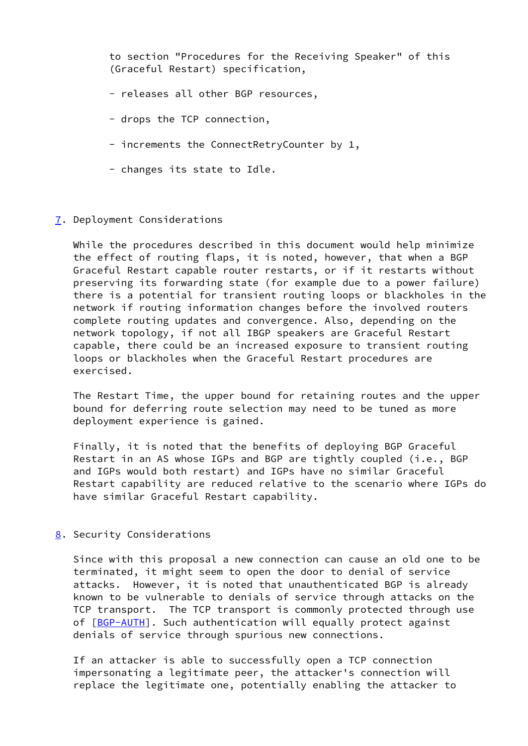to section "Procedures for the Receiving Speaker" of this (Graceful Restart) specification,

- releases all other BGP resources,
- drops the TCP connection,
- increments the ConnectRetryCounter by 1,
- changes its state to Idle.

## 7. Deployment Considerations

While the procedures described in this document would help minimize the effect of routing flaps, it is noted, however, that when a BGP Graceful Restart capable router restarts, or if it restarts without preserving its forwarding state (for example due to a power failure) there is a potential for transient routing loops or blackholes in the network if routing information changes before the involved routers complete routing updates and convergence. Also, depending on the network topology, if not all IBGP speakers are Graceful Restart capable, there could be an increased exposure to transient routing loops or blackholes when the Graceful Restart procedures are exercised.

The Restart Time, the upper bound for retaining routes and the upper bound for deferring route selection may need to be tuned as more deployment experience is gained.

Finally, it is noted that the benefits of deploying BGP Graceful Restart in an AS whose IGPs and BGP are tightly coupled (i.e., BGP and IGPs would both restart) and IGPs have no similar Graceful Restart capability are reduced relative to the scenario where IGPs do have similar Graceful Restart capability.

## 8. Security Considerations

Since with this proposal a new connection can cause an old one to be terminated, it might seem to open the door to denial of service attacks. However, it is noted that unauthenticated BGP is already known to be vulnerable to denials of service through attacks on the TCP transport. The TCP transport is commonly protected through use of [BGP-AUTH]. Such authentication will equally protect against denials of service through spurious new connections.

If an attacker is able to successfully open a TCP connection impersonating a legitimate peer, the attacker's connection will replace the legitimate one, potentially enabling the attacker to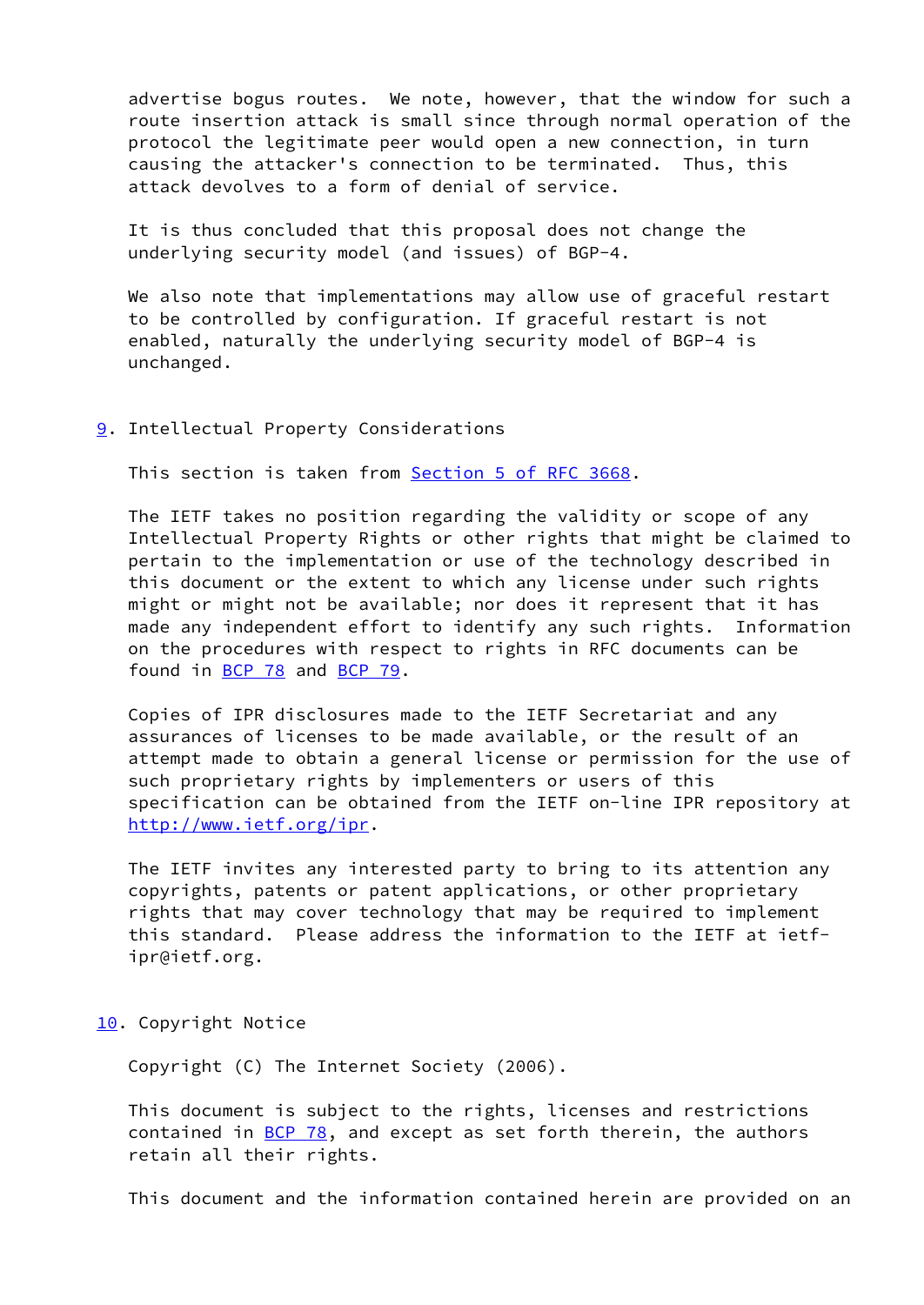advertise bogus routes. We note, however, that the window for such a route insertion attack is small since through normal operation of the protocol the legitimate peer would open a new connection, in turn causing the attacker's connection to be terminated. Thus, this attack devolves to a form of denial of service.

It is thus concluded that this proposal does not change the underlying security model (and issues) of BGP-4.

We also note that implementations may allow use of graceful restart to be controlled by configuration. If graceful restart is not enabled, naturally the underlying security model of BGP-4 is unchanged.

## 9. Intellectual Property Considerations

This section is taken from Section 5 of RFC 3668.

The IETF takes no position regarding the validity or scope of any Intellectual Property Rights or other rights that might be claimed to pertain to the implementation or use of the technology described in this document or the extent to which any license under such rights might or might not be available; nor does it represent that it has made any independent effort to identify any such rights. Information on the procedures with respect to rights in RFC documents can be found in BCP 78 and BCP 79.

Copies of IPR disclosures made to the IETF Secretariat and any assurances of licenses to be made available, or the result of an attempt made to obtain a general license or permission for the use of such proprietary rights by implementers or users of this specification can be obtained from the IETF on-line IPR repository at http://www.ietf.org/ipr.

The IETF invites any interested party to bring to its attention any copyrights, patents or patent applications, or other proprietary rights that may cover technology that may be required to implement this standard. Please address the information to the IETF at ietf-ipr@ietf.org.

## 10. Copyright Notice

Copyright (C) The Internet Society (2006).

This document is subject to the rights, licenses and restrictions contained in BCP 78, and except as set forth therein, the authors retain all their rights.

This document and the information contained herein are provided on an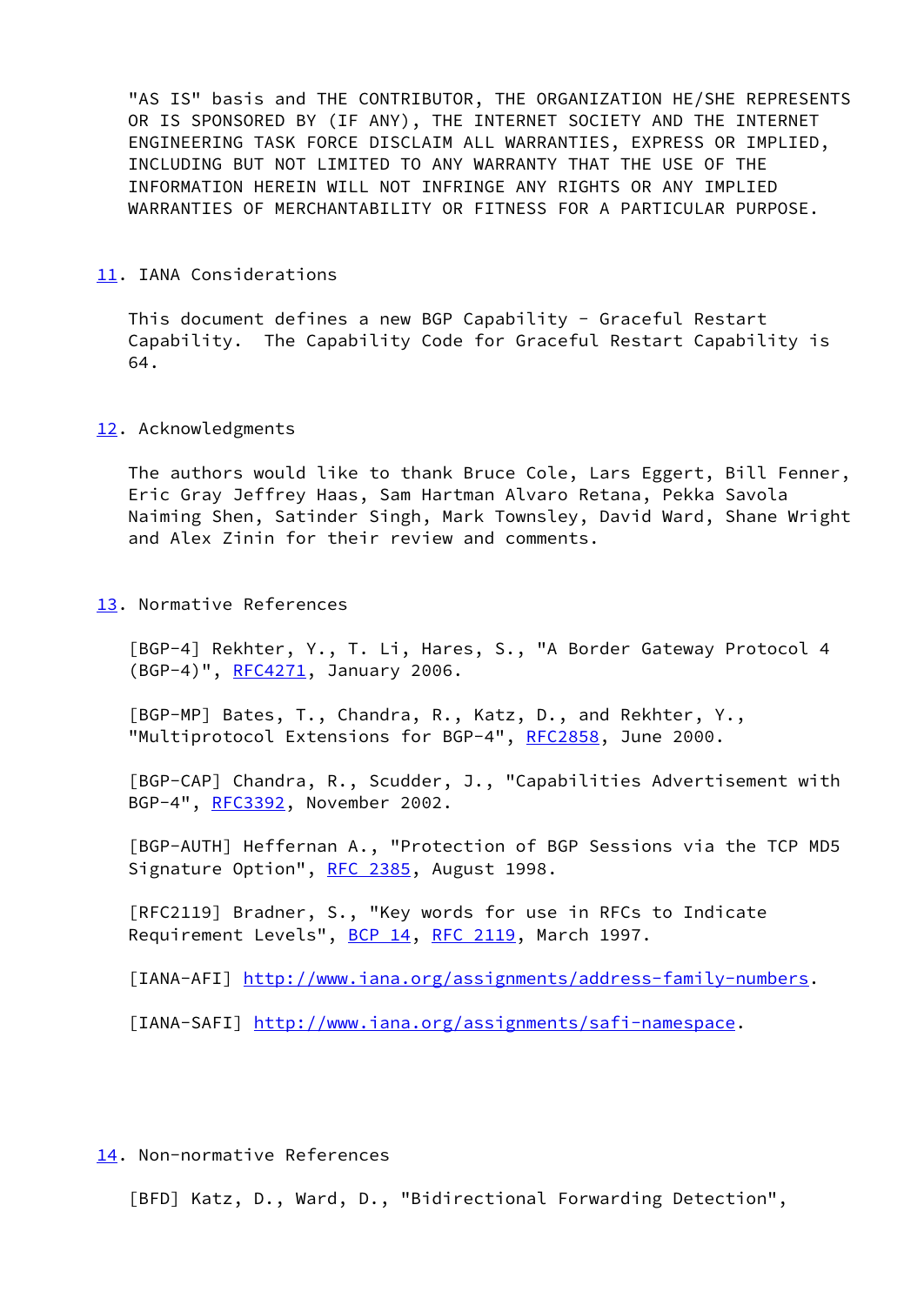"AS IS" basis and THE CONTRIBUTOR, THE ORGANIZATION HE/SHE REPRESENTS OR IS SPONSORED BY (IF ANY), THE INTERNET SOCIETY AND THE INTERNET ENGINEERING TASK FORCE DISCLAIM ALL WARRANTIES, EXPRESS OR IMPLIED, INCLUDING BUT NOT LIMITED TO ANY WARRANTY THAT THE USE OF THE INFORMATION HEREIN WILL NOT INFRINGE ANY RIGHTS OR ANY IMPLIED WARRANTIES OF MERCHANTABILITY OR FITNESS FOR A PARTICULAR PURPOSE.

## 11. IANA Considerations

This document defines a new BGP Capability - Graceful Restart Capability. The Capability Code for Graceful Restart Capability is 64.

## 12. Acknowledgments

The authors would like to thank Bruce Cole, Lars Eggert, Bill Fenner, Eric Gray Jeffrey Haas, Sam Hartman Alvaro Retana, Pekka Savola Naiming Shen, Satinder Singh, Mark Townsley, David Ward, Shane Wright and Alex Zinin for their review and comments.

## 13. Normative References

[BGP-4] Rekhter, Y., T. Li, Hares, S., "A Border Gateway Protocol 4 (BGP-4)", RFC4271, January 2006.

[BGP-MP] Bates, T., Chandra, R., Katz, D., and Rekhter, Y., "Multiprotocol Extensions for BGP-4", RFC2858, June 2000.

[BGP-CAP] Chandra, R., Scudder, J., "Capabilities Advertisement with BGP-4", RFC3392, November 2002.

[BGP-AUTH] Heffernan A., "Protection of BGP Sessions via the TCP MD5 Signature Option", RFC 2385, August 1998.

[RFC2119] Bradner, S., "Key words for use in RFCs to Indicate Requirement Levels", BCP 14, RFC 2119, March 1997.

[IANA-AFI] http://www.iana.org/assignments/address-family-numbers.

[IANA-SAFI] http://www.iana.org/assignments/safi-namespace.

## 14. Non-normative References

[BFD] Katz, D., Ward, D., "Bidirectional Forwarding Detection",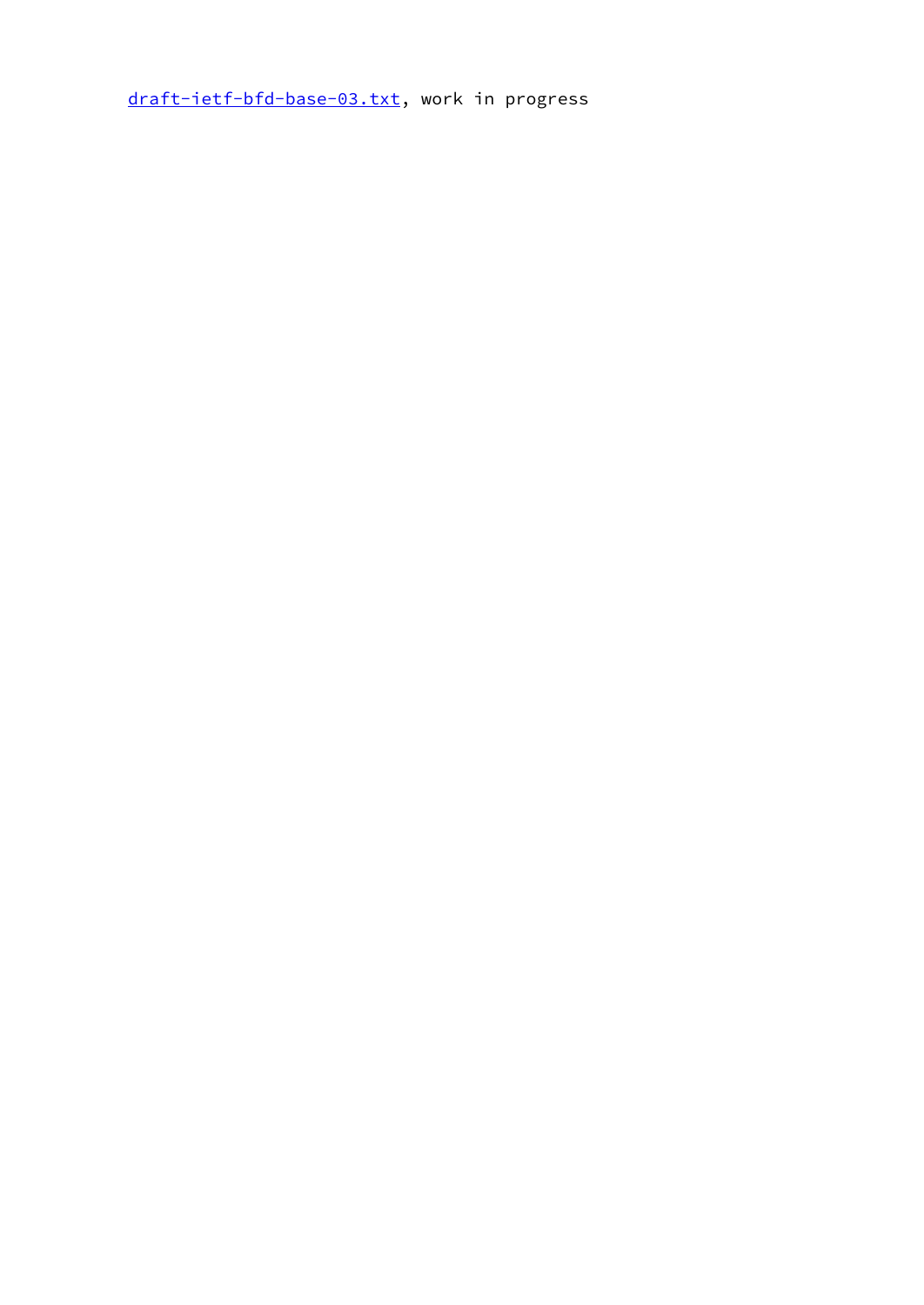draft-ietf-bfd-base-03.txt, work in progress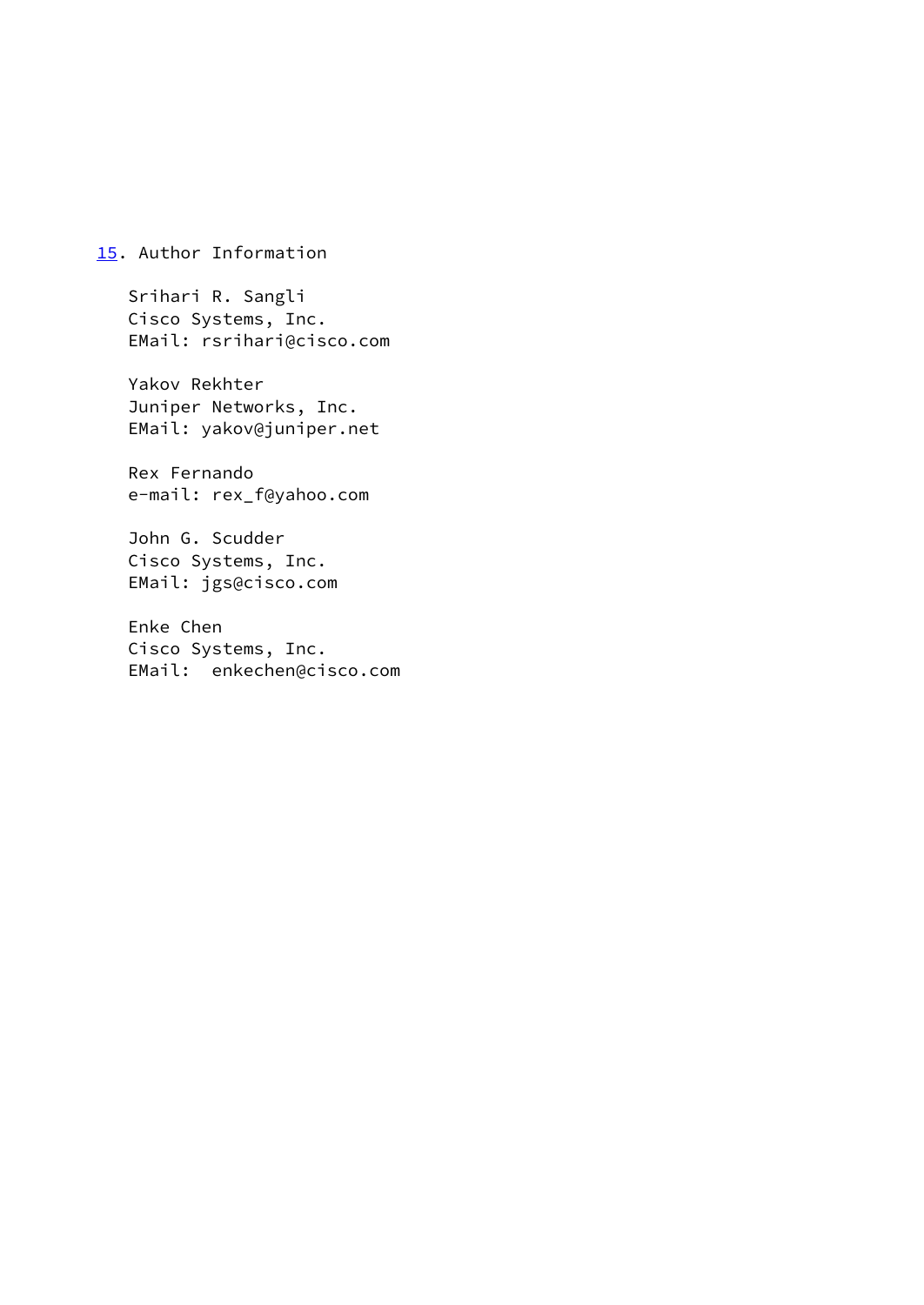## 15. Author Information

Srihari R. Sangli
Cisco Systems, Inc.
EMail: rsrihari@cisco.com

Yakov Rekhter
Juniper Networks, Inc.
EMail: yakov@juniper.net

Rex Fernando
e-mail: rex_f@yahoo.com

John G. Scudder
Cisco Systems, Inc.
EMail: jgs@cisco.com

Enke Chen
Cisco Systems, Inc.
EMail:  enkechen@cisco.com